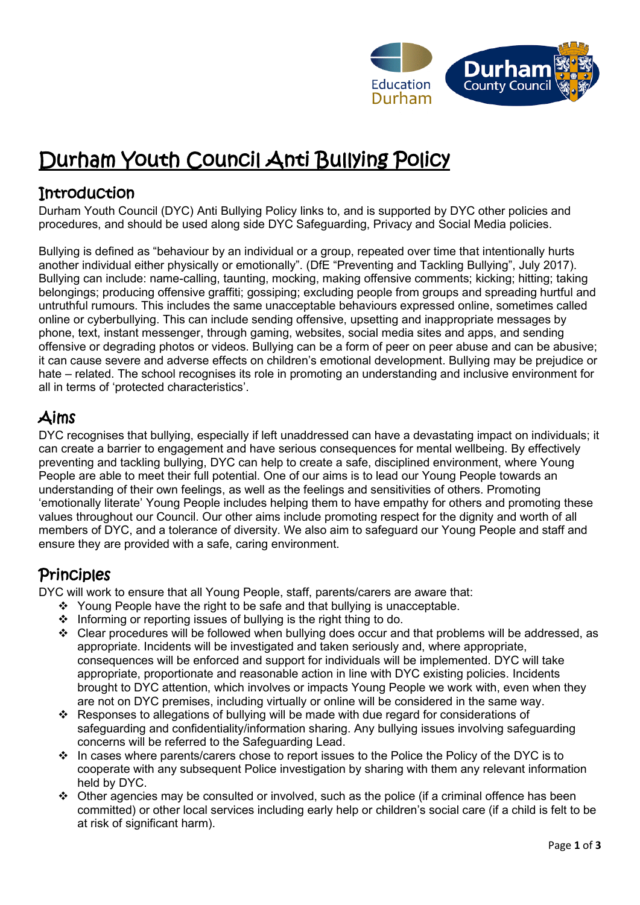# Durham Youth Council Anti Bullying Policy

## Introduction

Durham Youth Council (DYC) Anti Bullying Policy links to, and is supported by DYC other policies and procedures, and should be used along side DYC Safeguarding, Privacy and Social Media policies.

Bullying is defined as "behaviour by an individual or a group, repeated over time that intentionally hurts another individual either physically or emotionally". (DfE "Preventing and Tackling Bullying", July 2017). Bullying can include: name-calling, taunting, mocking, making offensive comments; kicking; hitting; taking belongings; producing offensive graffiti; gossiping; excluding people from groups and spreading hurtful and untruthful rumours. This includes the same unacceptable behaviours expressed online, sometimes called online or cyberbullying. This can include sending offensive, upsetting and inappropriate messages by phone, text, instant messenger, through gaming, websites, social media sites and apps, and sending offensive or degrading photos or videos. Bullying can be a form of peer on peer abuse and can be abusive; it can cause severe and adverse effects on children's emotional development. Bullying may be prejudice or hate – related. The school recognises its role in promoting an understanding and inclusive environment for all in terms of 'protected characteristics'.

## Aims

DYC recognises that bullying, especially if left unaddressed can have a devastating impact on individuals; it can create a barrier to engagement and have serious consequences for mental wellbeing. By effectively preventing and tackling bullying, DYC can help to create a safe, disciplined environment, where Young People are able to meet their full potential. One of our aims is to lead our Young People towards an understanding of their own feelings, as well as the feelings and sensitivities of others. Promoting 'emotionally literate' Young People includes helping them to have empathy for others and promoting these values throughout our Council. Our other aims include promoting respect for the dignity and worth of all members of DYC, and a tolerance of diversity. We also aim to safeguard our Young People and staff and ensure they are provided with a safe, caring environment.

## Principles

DYC will work to ensure that all Young People, staff, parents/carers are aware that:

- Young People have the right to be safe and that bullying is unacceptable.
- Informing or reporting issues of bullying is the right thing to do.
- Clear procedures will be followed when bullying does occur and that problems will be addressed, as appropriate. Incidents will be investigated and taken seriously and, where appropriate, consequences will be enforced and support for individuals will be implemented. DYC will take appropriate, proportionate and reasonable action in line with DYC existing policies. Incidents brought to DYC attention, which involves or impacts Young People we work with, even when they are not on DYC premises, including virtually or online will be considered in the same way.
- Responses to allegations of bullying will be made with due regard for considerations of safeguarding and confidentiality/information sharing. Any bullying issues involving safeguarding concerns will be referred to the Safeguarding Lead.
- In cases where parents/carers chose to report issues to the Police the Policy of the DYC is to cooperate with any subsequent Police investigation by sharing with them any relevant information held by DYC.
- Other agencies may be consulted or involved, such as the police (if a criminal offence has been committed) or other local services including early help or children's social care (if a child is felt to be at risk of significant harm).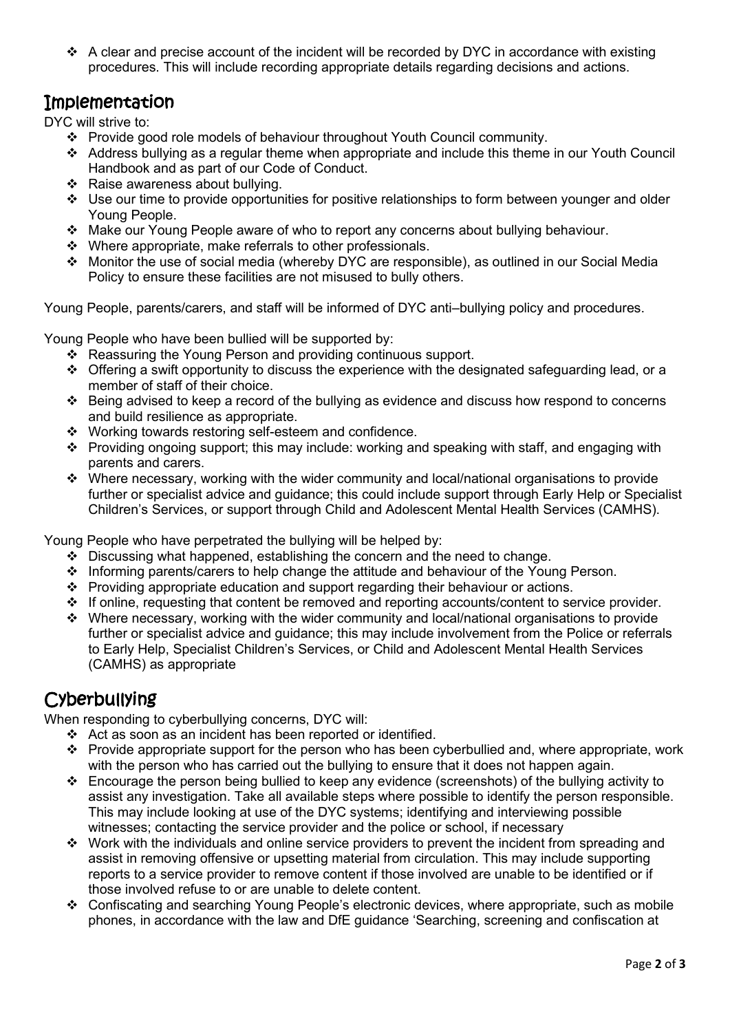- A clear and precise account of the incident will be recorded by DYC in accordance with existing procedures. This will include recording appropriate details regarding decisions and actions.

## Implementation

DYC will strive to:

- Provide good role models of behaviour throughout Youth Council community.
- Address bullying as a regular theme when appropriate and include this theme in our Youth Council Handbook and as part of our Code of Conduct.
- Raise awareness about bullying.
- Use our time to provide opportunities for positive relationships to form between younger and older Young People.
- Make our Young People aware of who to report any concerns about bullying behaviour.
- Where appropriate, make referrals to other professionals.
- Monitor the use of social media (whereby DYC are responsible), as outlined in our Social Media Policy to ensure these facilities are not misused to bully others.

Young People, parents/carers, and staff will be informed of DYC anti–bullying policy and procedures.

Young People who have been bullied will be supported by:

- Reassuring the Young Person and providing continuous support.
- Offering a swift opportunity to discuss the experience with the designated safeguarding lead, or a member of staff of their choice.
- Being advised to keep a record of the bullying as evidence and discuss how respond to concerns and build resilience as appropriate.
- Working towards restoring self-esteem and confidence.
- Providing ongoing support; this may include: working and speaking with staff, and engaging with parents and carers.
- Where necessary, working with the wider community and local/national organisations to provide further or specialist advice and guidance; this could include support through Early Help or Specialist Children's Services, or support through Child and Adolescent Mental Health Services (CAMHS).

Young People who have perpetrated the bullying will be helped by:

- Discussing what happened, establishing the concern and the need to change.
- Informing parents/carers to help change the attitude and behaviour of the Young Person.
- Providing appropriate education and support regarding their behaviour or actions.
- If online, requesting that content be removed and reporting accounts/content to service provider.
- Where necessary, working with the wider community and local/national organisations to provide further or specialist advice and guidance; this may include involvement from the Police or referrals to Early Help, Specialist Children's Services, or Child and Adolescent Mental Health Services (CAMHS) as appropriate

## Cyberbullying

When responding to cyberbullying concerns, DYC will:

- Act as soon as an incident has been reported or identified.
- Provide appropriate support for the person who has been cyberbullied and, where appropriate, work with the person who has carried out the bullying to ensure that it does not happen again.
- Encourage the person being bullied to keep any evidence (screenshots) of the bullying activity to assist any investigation. Take all available steps where possible to identify the person responsible. This may include looking at use of the DYC systems; identifying and interviewing possible witnesses; contacting the service provider and the police or school, if necessary
- Work with the individuals and online service providers to prevent the incident from spreading and assist in removing offensive or upsetting material from circulation. This may include supporting reports to a service provider to remove content if those involved are unable to be identified or if those involved refuse to or are unable to delete content.
- Confiscating and searching Young People's electronic devices, where appropriate, such as mobile phones, in accordance with the law and DfE guidance 'Searching, screening and confiscation at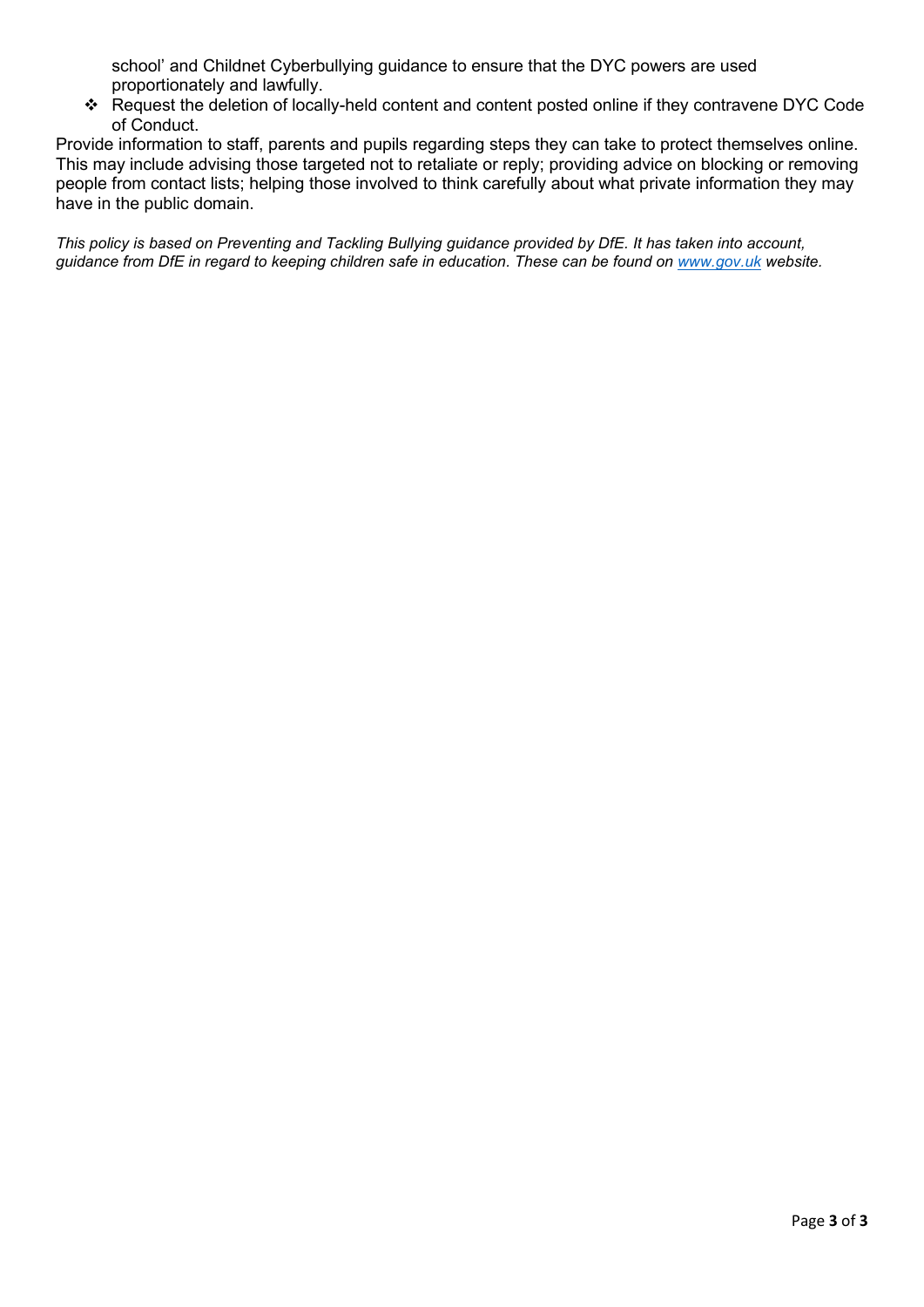school' and Childnet Cyberbullying guidance to ensure that the DYC powers are used proportionately and lawfully.

- Request the deletion of locally-held content and content posted online if they contravene DYC Code of Conduct.

Provide information to staff, parents and pupils regarding steps they can take to protect themselves online. This may include advising those targeted not to retaliate or reply; providing advice on blocking or removing people from contact lists; helping those involved to think carefully about what private information they may have in the public domain.

*This policy is based on Preventing and Tackling Bullying guidance provided by DfE. It has taken into account, guidance from DfE in regard to keeping children safe in education. These can be found on [www.gov.uk](http://www.gov.uk) website.*